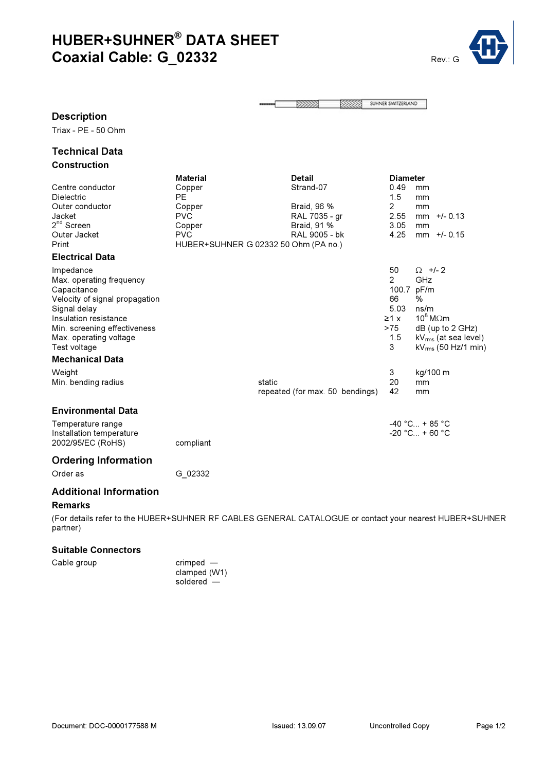# HUBER+SUHNER® DATA SHEET
# Coaxial Cable: G_02332

Rev.: G

## Description

Triax - PE - 50 Ohm

## Technical Data

### Construction

| | Material | Detail | Diameter |
|---|---|---|---|
| Centre conductor | Copper | Strand-07 | 0.49 mm |
| Dielectric | PE | | 1.5 mm |
| Outer conductor | Copper | Braid, 96 % | 2 mm |
| Jacket | PVC | RAL 7035 - gr | 2.55 mm +/- 0.13 |
| 2nd Screen | Copper | Braid, 91 % | 3.05 mm |
| Outer Jacket | PVC | RAL 9005 - bk | 4.25 mm +/- 0.15 |
| Print | HUBER+SUHNER G 02332 50 Ohm (PA no.) | | |

### Electrical Data

| | |
|---|---|
| Impedance | 50 Ω +/- 2 |
| Max. operating frequency | 2 GHz |
| Capacitance | 100.7 pF/m |
| Velocity of signal propagation | 66 % |
| Signal delay | 5.03 ns/m |
| Insulation resistance | ≥1 x $10^8$ MΩm |
| Min. screening effectiveness | >75 dB (up to 2 GHz) |
| Max. operating voltage | 1.5 $kV_{rms}$ (at sea level) |
| Test voltage | 3 $kV_{rms}$ (50 Hz/1 min) |

### Mechanical Data

| | | |
|---|---|---|
| Weight | | 3 kg/100 m |
| Min. bending radius | static | 20 mm |
| | repeated (for max. 50 bendings) | 42 mm |

### Environmental Data

| | |
|---|---|
| Temperature range | -40 °C... + 85 °C |
| Installation temperature | -20 °C... + 60 °C |
| 2002/95/EC (RoHS) | compliant |

## Ordering Information

Order as G_02332

## Additional Information

### Remarks

(For details refer to the HUBER+SUHNER RF CABLES GENERAL CATALOGUE or contact your nearest HUBER+SUHNER partner)

### Suitable Connectors

Cable group

- crimped —
- clamped (W1)
- soldered —

Document: DOC-0000177588 M | Issued: 13.09.07 | Uncontrolled Copy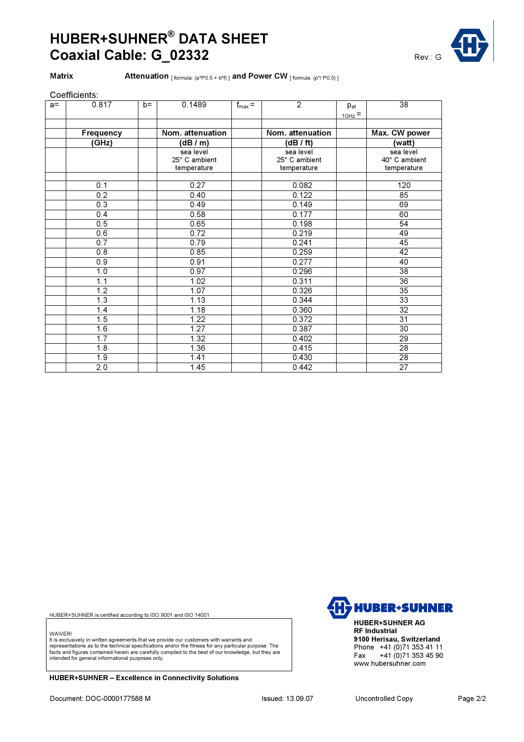# HUBER+SUHNER® DATA SHEET
# Coaxial Cable: G_02332

Rev.: G

**Matrix** **Attenuation** [ formula: (a*f^0.5 + b*f) ] **and Power CW** [ formula: (p*/ f^0.5) ]

Coefficients:

| a= | 0.817 | b= | 0.1489 | $f_{max.}$= | 2 | $p_{at\ 1GHz}$ = | 38 |
|---|---|---|---|---|---|---|---|
| | | | | | | | |
| | **Frequency** | | **Nom. attenuation** | | **Nom. attenuation** | | **Max. CW power** |
| | **(GHz)** | | **(dB / m)** | | **(dB / ft)** | | **(watt)** |
| | | | sea level 25° C ambient temperature | | sea level 25° C ambient temperature | | sea level 40° C ambient temperature |
| | | | | | | | |
| | 0.1 | | 0.27 | | 0.082 | | 120 |
| | 0.2 | | 0.40 | | 0.122 | | 85 |
| | 0.3 | | 0.49 | | 0.149 | | 69 |
| | 0.4 | | 0.58 | | 0.177 | | 60 |
| | 0.5 | | 0.65 | | 0.198 | | 54 |
| | 0.6 | | 0.72 | | 0.219 | | 49 |
| | 0.7 | | 0.79 | | 0.241 | | 45 |
| | 0.8 | | 0.85 | | 0.259 | | 42 |
| | 0.9 | | 0.91 | | 0.277 | | 40 |
| | 1.0 | | 0.97 | | 0.296 | | 38 |
| | 1.1 | | 1.02 | | 0.311 | | 36 |
| | 1.2 | | 1.07 | | 0.326 | | 35 |
| | 1.3 | | 1.13 | | 0.344 | | 33 |
| | 1.4 | | 1.18 | | 0.360 | | 32 |
| | 1.5 | | 1.22 | | 0.372 | | 31 |
| | 1.6 | | 1.27 | | 0.387 | | 30 |
| | 1.7 | | 1.32 | | 0.402 | | 29 |
| | 1.8 | | 1.36 | | 0.415 | | 28 |
| | 1.9 | | 1.41 | | 0.430 | | 28 |
| | 2.0 | | 1.45 | | 0.442 | | 27 |

HUBER+SUHNER is certified according to ISO 9001 and ISO 14001

WAIVER!
It is exclusively in written agreements that we provide our customers with warrants and representations as to the technical specifications and/or the fitness for any particular purpose. The facts and figures contained herein are carefully compiled to the best of our knowledge, but they are intended for general informational purposes only.

**HUBER+SUHNER – Excellence in Connectivity Solutions**

**HUBER+SUHNER AG**
**RF Industrial**
**9100 Herisau, Switzerland**
Phone +41 (0)71 353 41 11
Fax +41 (0)71 353 45 90
www.hubersuhner.com

Document: DOC-0000177588 M Issued: 13.09.07 Uncontrolled Copy